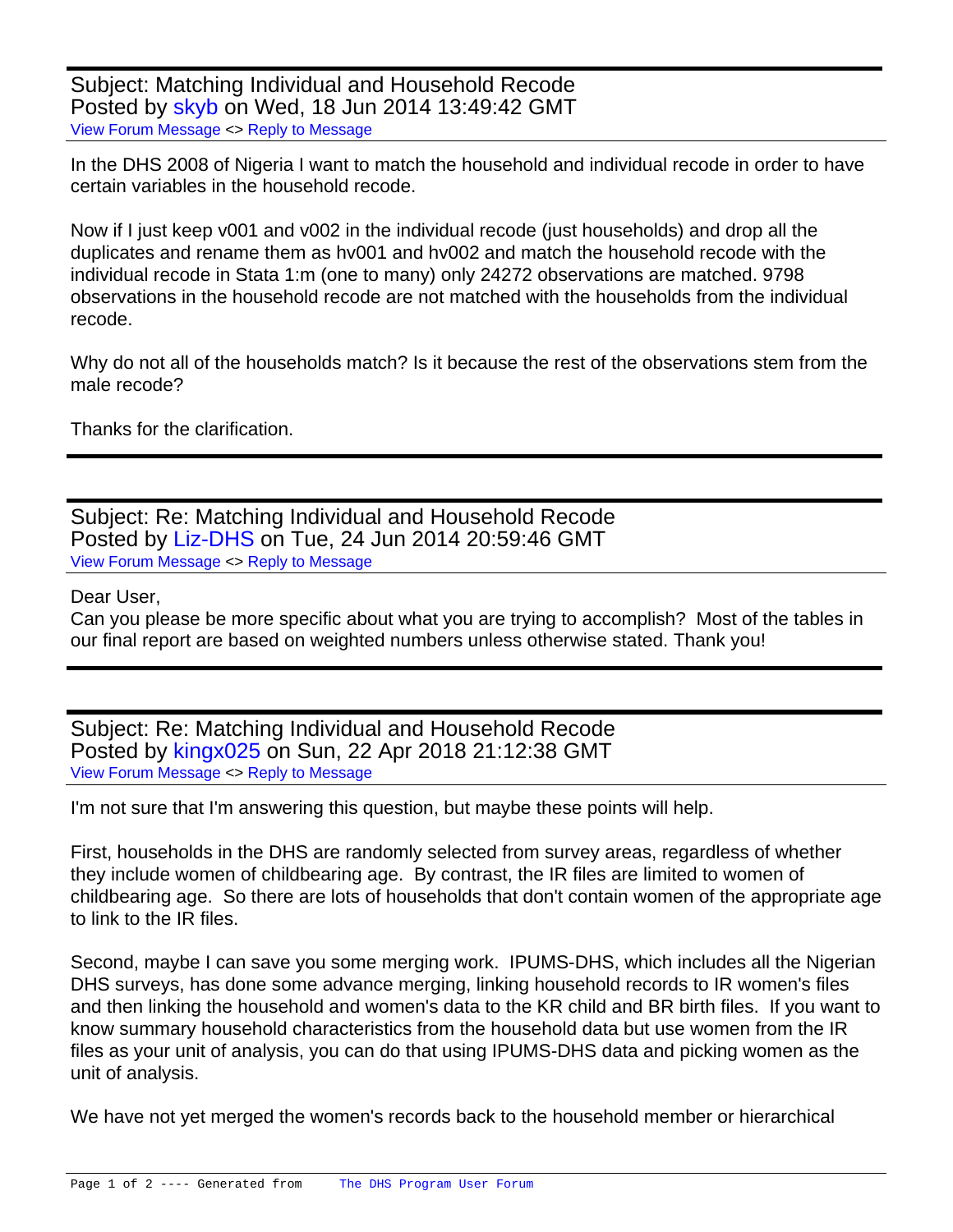Subject: Matching Individual and Household Recode
Posted by skyb on Wed, 18 Jun 2014 13:49:42 GMT
View Forum Message <> Reply to Message

In the DHS 2008 of Nigeria I want to match the household and individual recode in order to have certain variables in the household recode.

Now if I just keep v001 and v002 in the individual recode (just households) and drop all the duplicates and rename them as hv001 and hv002 and match the household recode with the individual recode in Stata 1:m (one to many) only 24272 observations are matched. 9798 observations in the household recode are not matched with the households from the individual recode.

Why do not all of the households match? Is it because the rest of the observations stem from the male recode?

Thanks for the clarification.

---

Subject: Re: Matching Individual and Household Recode
Posted by Liz-DHS on Tue, 24 Jun 2014 20:59:46 GMT
View Forum Message <> Reply to Message

Dear User,
Can you please be more specific about what you are trying to accomplish? Most of the tables in our final report are based on weighted numbers unless otherwise stated. Thank you!

---

Subject: Re: Matching Individual and Household Recode
Posted by kingx025 on Sun, 22 Apr 2018 21:12:38 GMT
View Forum Message <> Reply to Message

I'm not sure that I'm answering this question, but maybe these points will help.

First, households in the DHS are randomly selected from survey areas, regardless of whether they include women of childbearing age. By contrast, the IR files are limited to women of childbearing age. So there are lots of households that don't contain women of the appropriate age to link to the IR files.

Second, maybe I can save you some merging work. IPUMS-DHS, which includes all the Nigerian DHS surveys, has done some advance merging, linking household records to IR women's files and then linking the household and women's data to the KR child and BR birth files. If you want to know summary household characteristics from the household data but use women from the IR files as your unit of analysis, you can do that using IPUMS-DHS data and picking women as the unit of analysis.

We have not yet merged the women's records back to the household member or hierarchical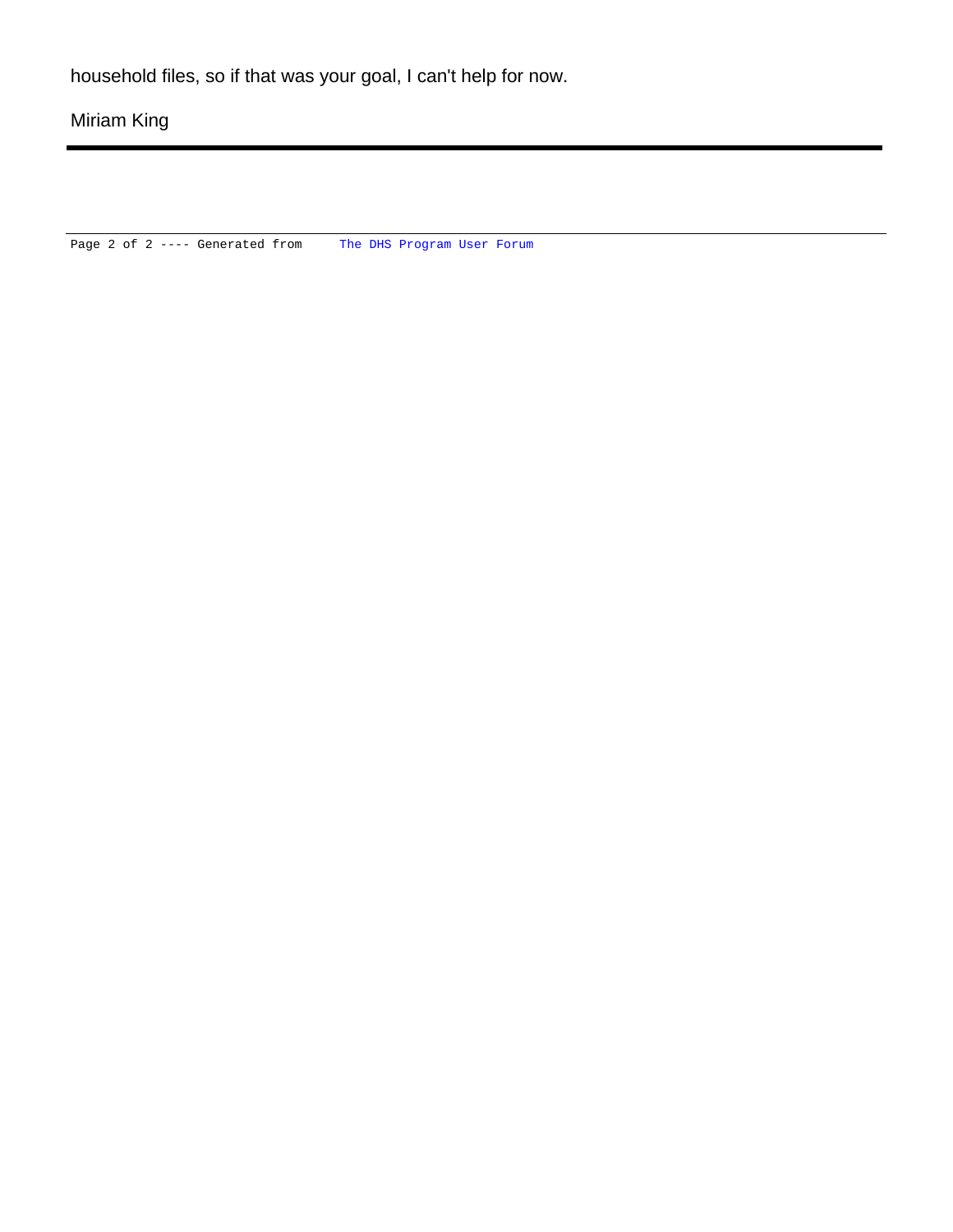household files, so if that was your goal, I can't help for now.

Miriam King

---